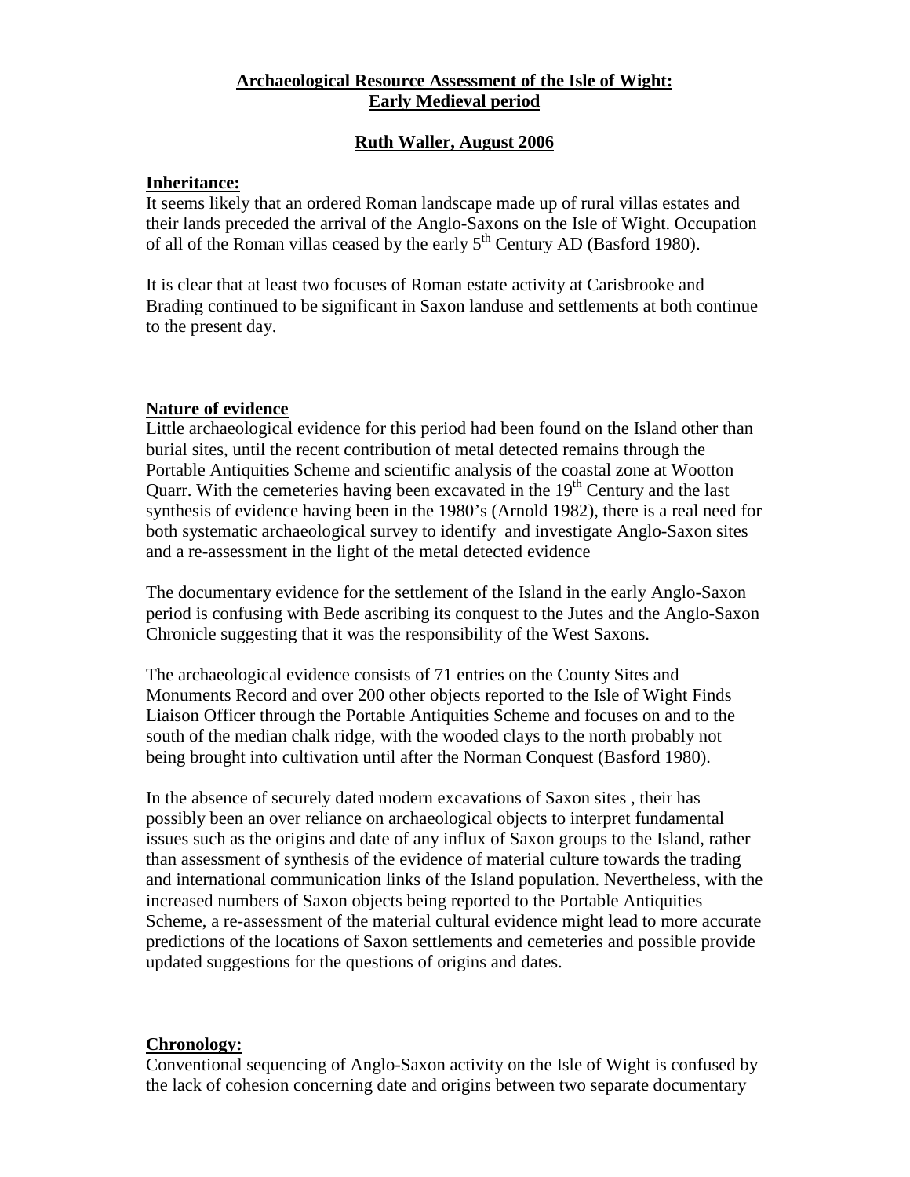# Archaeological Resource Assessment of the Isle of Wight: Early Medieval period

## Ruth Waller, August 2006

### Inheritance:

It seems likely that an ordered Roman landscape made up of rural villas estates and their lands preceded the arrival of the Anglo-Saxons on the Isle of Wight. Occupation of all of the Roman villas ceased by the early 5th Century AD (Basford 1980).

It is clear that at least two focuses of Roman estate activity at Carisbrooke and Brading continued to be significant in Saxon landuse and settlements at both continue to the present day.

### Nature of evidence

Little archaeological evidence for this period had been found on the Island other than burial sites, until the recent contribution of metal detected remains through the Portable Antiquities Scheme and scientific analysis of the coastal zone at Wootton Quarr. With the cemeteries having been excavated in the 19th Century and the last synthesis of evidence having been in the 1980's (Arnold 1982), there is a real need for both systematic archaeological survey to identify and investigate Anglo-Saxon sites and a re-assessment in the light of the metal detected evidence

The documentary evidence for the settlement of the Island in the early Anglo-Saxon period is confusing with Bede ascribing its conquest to the Jutes and the Anglo-Saxon Chronicle suggesting that it was the responsibility of the West Saxons.

The archaeological evidence consists of 71 entries on the County Sites and Monuments Record and over 200 other objects reported to the Isle of Wight Finds Liaison Officer through the Portable Antiquities Scheme and focuses on and to the south of the median chalk ridge, with the wooded clays to the north probably not being brought into cultivation until after the Norman Conquest (Basford 1980).

In the absence of securely dated modern excavations of Saxon sites , their has possibly been an over reliance on archaeological objects to interpret fundamental issues such as the origins and date of any influx of Saxon groups to the Island, rather than assessment of synthesis of the evidence of material culture towards the trading and international communication links of the Island population. Nevertheless, with the increased numbers of Saxon objects being reported to the Portable Antiquities Scheme, a re-assessment of the material cultural evidence might lead to more accurate predictions of the locations of Saxon settlements and cemeteries and possible provide updated suggestions for the questions of origins and dates.

### Chronology:

Conventional sequencing of Anglo-Saxon activity on the Isle of Wight is confused by the lack of cohesion concerning date and origins between two separate documentary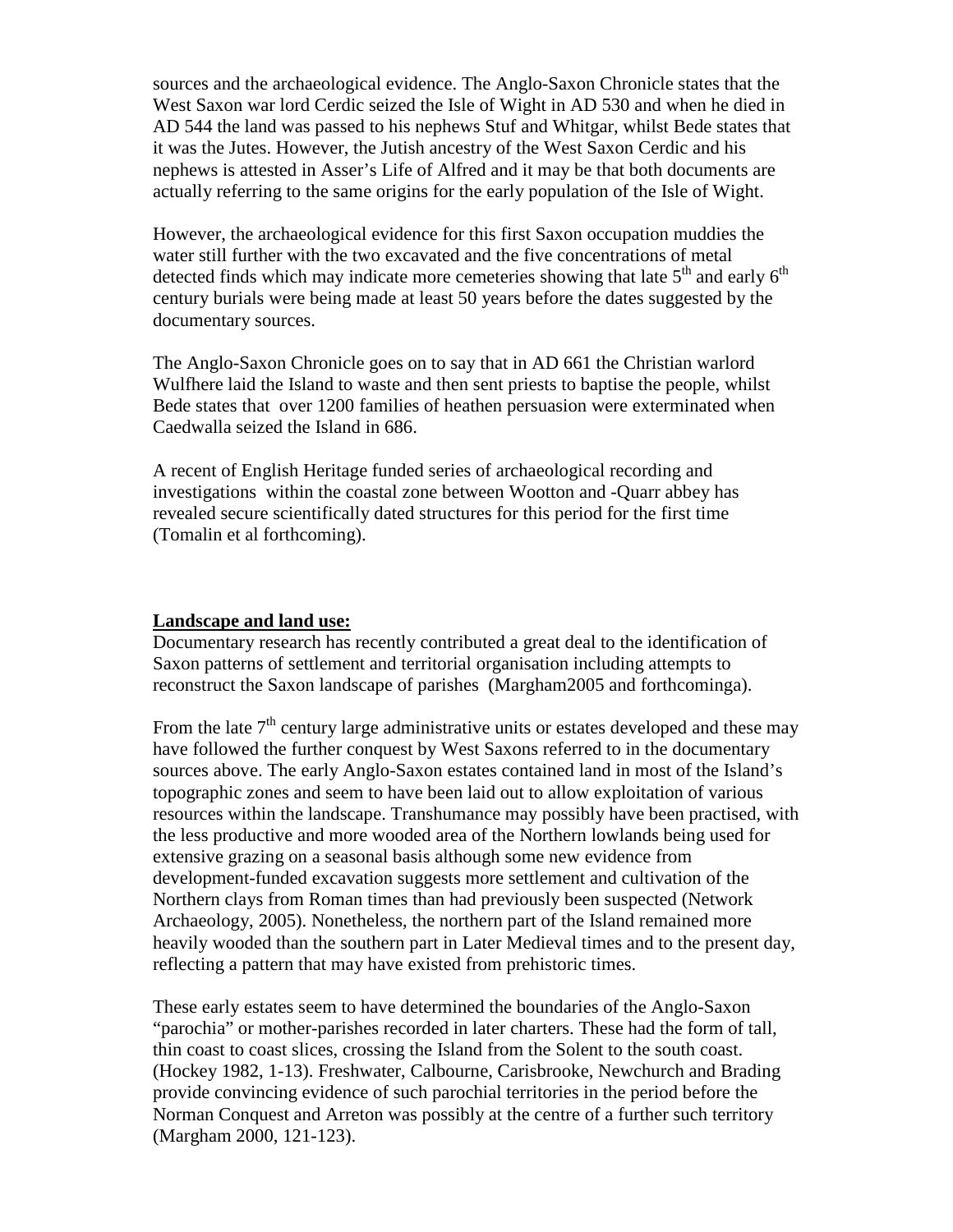sources and the archaeological evidence. The Anglo-Saxon Chronicle states that the West Saxon war lord Cerdic seized the Isle of Wight in AD 530 and when he died in AD 544 the land was passed to his nephews Stuf and Whitgar, whilst Bede states that it was the Jutes. However, the Jutish ancestry of the West Saxon Cerdic and his nephews is attested in Asser's Life of Alfred and it may be that both documents are actually referring to the same origins for the early population of the Isle of Wight.

However, the archaeological evidence for this first Saxon occupation muddies the water still further with the two excavated and the five concentrations of metal detected finds which may indicate more cemeteries showing that late 5th and early 6th century burials were being made at least 50 years before the dates suggested by the documentary sources.

The Anglo-Saxon Chronicle goes on to say that in AD 661 the Christian warlord Wulfhere laid the Island to waste and then sent priests to baptise the people, whilst Bede states that over 1200 families of heathen persuasion were exterminated when Caedwalla seized the Island in 686.

A recent of English Heritage funded series of archaeological recording and investigations within the coastal zone between Wootton and -Quarr abbey has revealed secure scientifically dated structures for this period for the first time (Tomalin et al forthcoming).

**Landscape and land use:**

Documentary research has recently contributed a great deal to the identification of Saxon patterns of settlement and territorial organisation including attempts to reconstruct the Saxon landscape of parishes (Margham2005 and forthcominga).

From the late 7th century large administrative units or estates developed and these may have followed the further conquest by West Saxons referred to in the documentary sources above. The early Anglo-Saxon estates contained land in most of the Island's topographic zones and seem to have been laid out to allow exploitation of various resources within the landscape. Transhumance may possibly have been practised, with the less productive and more wooded area of the Northern lowlands being used for extensive grazing on a seasonal basis although some new evidence from development-funded excavation suggests more settlement and cultivation of the Northern clays from Roman times than had previously been suspected (Network Archaeology, 2005). Nonetheless, the northern part of the Island remained more heavily wooded than the southern part in Later Medieval times and to the present day, reflecting a pattern that may have existed from prehistoric times.

These early estates seem to have determined the boundaries of the Anglo-Saxon "parochia" or mother-parishes recorded in later charters. These had the form of tall, thin coast to coast slices, crossing the Island from the Solent to the south coast. (Hockey 1982, 1-13). Freshwater, Calbourne, Carisbrooke, Newchurch and Brading provide convincing evidence of such parochial territories in the period before the Norman Conquest and Arreton was possibly at the centre of a further such territory (Margham 2000, 121-123).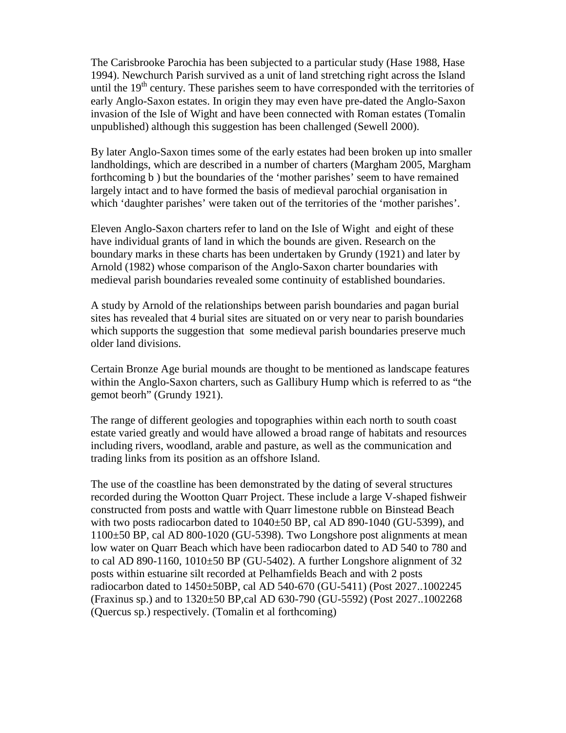The Carisbrooke Parochia has been subjected to a particular study (Hase 1988, Hase 1994). Newchurch Parish survived as a unit of land stretching right across the Island until the 19th century. These parishes seem to have corresponded with the territories of early Anglo-Saxon estates. In origin they may even have pre-dated the Anglo-Saxon invasion of the Isle of Wight and have been connected with Roman estates (Tomalin unpublished) although this suggestion has been challenged (Sewell 2000).

By later Anglo-Saxon times some of the early estates had been broken up into smaller landholdings, which are described in a number of charters (Margham 2005, Margham forthcoming b ) but the boundaries of the 'mother parishes' seem to have remained largely intact and to have formed the basis of medieval parochial organisation in which 'daughter parishes' were taken out of the territories of the 'mother parishes'.

Eleven Anglo-Saxon charters refer to land on the Isle of Wight and eight of these have individual grants of land in which the bounds are given. Research on the boundary marks in these charts has been undertaken by Grundy (1921) and later by Arnold (1982) whose comparison of the Anglo-Saxon charter boundaries with medieval parish boundaries revealed some continuity of established boundaries.

A study by Arnold of the relationships between parish boundaries and pagan burial sites has revealed that 4 burial sites are situated on or very near to parish boundaries which supports the suggestion that some medieval parish boundaries preserve much older land divisions.

Certain Bronze Age burial mounds are thought to be mentioned as landscape features within the Anglo-Saxon charters, such as Gallibury Hump which is referred to as "the gemot beorh" (Grundy 1921).

The range of different geologies and topographies within each north to south coast estate varied greatly and would have allowed a broad range of habitats and resources including rivers, woodland, arable and pasture, as well as the communication and trading links from its position as an offshore Island.

The use of the coastline has been demonstrated by the dating of several structures recorded during the Wootton Quarr Project. These include a large V-shaped fishweir constructed from posts and wattle with Quarr limestone rubble on Binstead Beach with two posts radiocarbon dated to 1040±50 BP, cal AD 890-1040 (GU-5399), and 1100±50 BP, cal AD 800-1020 (GU-5398). Two Longshore post alignments at mean low water on Quarr Beach which have been radiocarbon dated to AD 540 to 780 and to cal AD 890-1160, 1010±50 BP (GU-5402). A further Longshore alignment of 32 posts within estuarine silt recorded at Pelhamfields Beach and with 2 posts radiocarbon dated to 1450±50BP, cal AD 540-670 (GU-5411) (Post 2027..1002245 (Fraxinus sp.) and to 1320±50 BP,cal AD 630-790 (GU-5592) (Post 2027..1002268 (Quercus sp.) respectively. (Tomalin et al forthcoming)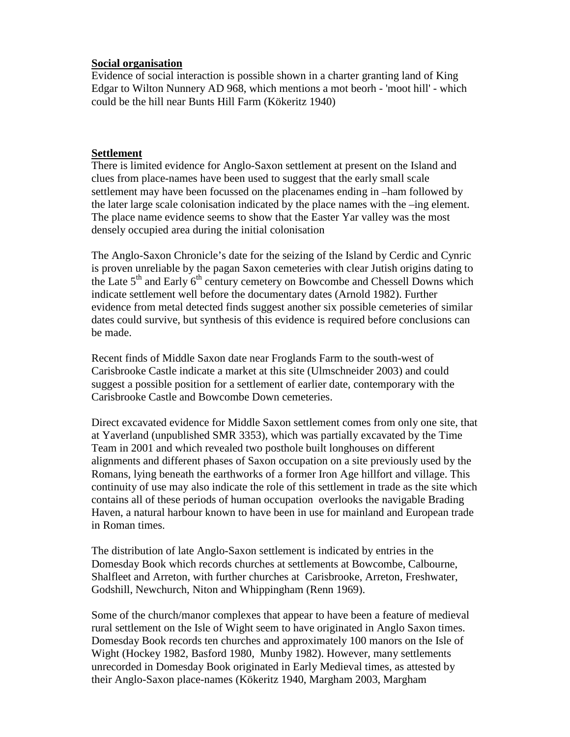**Social organisation**

Evidence of social interaction is possible shown in a charter granting land of King Edgar to Wilton Nunnery AD 968, which mentions a mot beorh - 'moot hill' - which could be the hill near Bunts Hill Farm (Kökeritz 1940)

**Settlement**

There is limited evidence for Anglo-Saxon settlement at present on the Island and clues from place-names have been used to suggest that the early small scale settlement may have been focussed on the placenames ending in –ham followed by the later large scale colonisation indicated by the place names with the –ing element. The place name evidence seems to show that the Easter Yar valley was the most densely occupied area during the initial colonisation

The Anglo-Saxon Chronicle's date for the seizing of the Island by Cerdic and Cynric is proven unreliable by the pagan Saxon cemeteries with clear Jutish origins dating to the Late 5th and Early 6th century cemetery on Bowcombe and Chessell Downs which indicate settlement well before the documentary dates (Arnold 1982). Further evidence from metal detected finds suggest another six possible cemeteries of similar dates could survive, but synthesis of this evidence is required before conclusions can be made.

Recent finds of Middle Saxon date near Froglands Farm to the south-west of Carisbrooke Castle indicate a market at this site (Ulmschneider 2003) and could suggest a possible position for a settlement of earlier date, contemporary with the Carisbrooke Castle and Bowcombe Down cemeteries.

Direct excavated evidence for Middle Saxon settlement comes from only one site, that at Yaverland (unpublished SMR 3353), which was partially excavated by the Time Team in 2001 and which revealed two posthole built longhouses on different alignments and different phases of Saxon occupation on a site previously used by the Romans, lying beneath the earthworks of a former Iron Age hillfort and village. This continuity of use may also indicate the role of this settlement in trade as the site which contains all of these periods of human occupation overlooks the navigable Brading Haven, a natural harbour known to have been in use for mainland and European trade in Roman times.

The distribution of late Anglo-Saxon settlement is indicated by entries in the Domesday Book which records churches at settlements at Bowcombe, Calbourne, Shalfleet and Arreton, with further churches at Carisbrooke, Arreton, Freshwater, Godshill, Newchurch, Niton and Whippingham (Renn 1969).

Some of the church/manor complexes that appear to have been a feature of medieval rural settlement on the Isle of Wight seem to have originated in Anglo Saxon times. Domesday Book records ten churches and approximately 100 manors on the Isle of Wight (Hockey 1982, Basford 1980, Munby 1982). However, many settlements unrecorded in Domesday Book originated in Early Medieval times, as attested by their Anglo-Saxon place-names (Kökeritz 1940, Margham 2003, Margham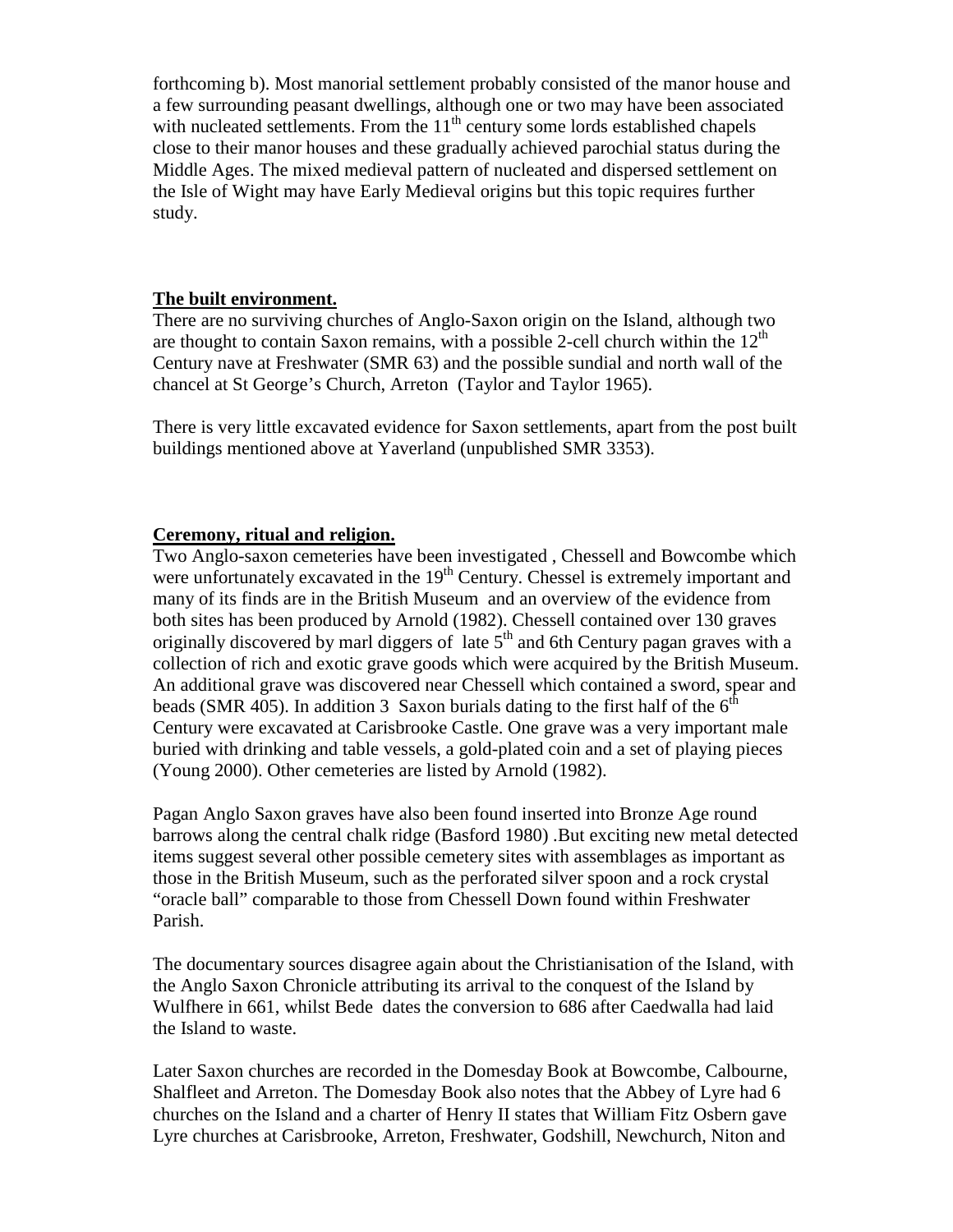forthcoming b). Most manorial settlement probably consisted of the manor house and a few surrounding peasant dwellings, although one or two may have been associated with nucleated settlements. From the $11^{th}$ century some lords established chapels close to their manor houses and these gradually achieved parochial status during the Middle Ages. The mixed medieval pattern of nucleated and dispersed settlement on the Isle of Wight may have Early Medieval origins but this topic requires further study.

## The built environment.

There are no surviving churches of Anglo-Saxon origin on the Island, although two are thought to contain Saxon remains, with a possible 2-cell church within the $12^{th}$ Century nave at Freshwater (SMR 63) and the possible sundial and north wall of the chancel at St George's Church, Arreton (Taylor and Taylor 1965).

There is very little excavated evidence for Saxon settlements, apart from the post built buildings mentioned above at Yaverland (unpublished SMR 3353).

## Ceremony, ritual and religion.

Two Anglo-saxon cemeteries have been investigated , Chessell and Bowcombe which were unfortunately excavated in the $19^{th}$ Century. Chessel is extremely important and many of its finds are in the British Museum and an overview of the evidence from both sites has been produced by Arnold (1982). Chessell contained over 130 graves originally discovered by marl diggers of late $5^{th}$ and 6th Century pagan graves with a collection of rich and exotic grave goods which were acquired by the British Museum. An additional grave was discovered near Chessell which contained a sword, spear and beads (SMR 405). In addition 3 Saxon burials dating to the first half of the $6^{th}$ Century were excavated at Carisbrooke Castle. One grave was a very important male buried with drinking and table vessels, a gold-plated coin and a set of playing pieces (Young 2000). Other cemeteries are listed by Arnold (1982).

Pagan Anglo Saxon graves have also been found inserted into Bronze Age round barrows along the central chalk ridge (Basford 1980) .But exciting new metal detected items suggest several other possible cemetery sites with assemblages as important as those in the British Museum, such as the perforated silver spoon and a rock crystal "oracle ball" comparable to those from Chessell Down found within Freshwater Parish.

The documentary sources disagree again about the Christianisation of the Island, with the Anglo Saxon Chronicle attributing its arrival to the conquest of the Island by Wulfhere in 661, whilst Bede dates the conversion to 686 after Caedwalla had laid the Island to waste.

Later Saxon churches are recorded in the Domesday Book at Bowcombe, Calbourne, Shalfleet and Arreton. The Domesday Book also notes that the Abbey of Lyre had 6 churches on the Island and a charter of Henry II states that William Fitz Osbern gave Lyre churches at Carisbrooke, Arreton, Freshwater, Godshill, Newchurch, Niton and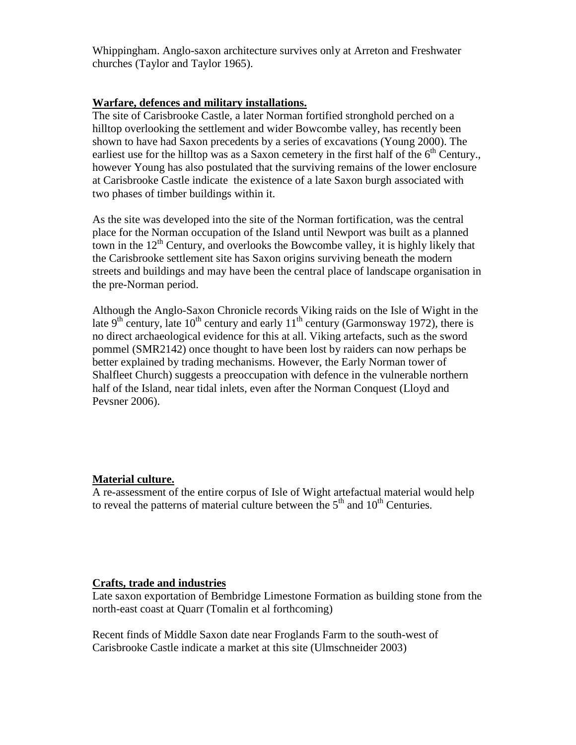Whippingham. Anglo-saxon architecture survives only at Arreton and Freshwater churches (Taylor and Taylor 1965).

## Warfare, defences and military installations.

The site of Carisbrooke Castle, a later Norman fortified stronghold perched on a hilltop overlooking the settlement and wider Bowcombe valley, has recently been shown to have had Saxon precedents by a series of excavations (Young 2000). The earliest use for the hilltop was as a Saxon cemetery in the first half of the 6th Century., however Young has also postulated that the surviving remains of the lower enclosure at Carisbrooke Castle indicate the existence of a late Saxon burgh associated with two phases of timber buildings within it.

As the site was developed into the site of the Norman fortification, was the central place for the Norman occupation of the Island until Newport was built as a planned town in the 12th Century, and overlooks the Bowcombe valley, it is highly likely that the Carisbrooke settlement site has Saxon origins surviving beneath the modern streets and buildings and may have been the central place of landscape organisation in the pre-Norman period.

Although the Anglo-Saxon Chronicle records Viking raids on the Isle of Wight in the late 9th century, late 10th century and early 11th century (Garmonsway 1972), there is no direct archaeological evidence for this at all. Viking artefacts, such as the sword pommel (SMR2142) once thought to have been lost by raiders can now perhaps be better explained by trading mechanisms. However, the Early Norman tower of Shalfleet Church) suggests a preoccupation with defence in the vulnerable northern half of the Island, near tidal inlets, even after the Norman Conquest (Lloyd and Pevsner 2006).

## Material culture.

A re-assessment of the entire corpus of Isle of Wight artefactual material would help to reveal the patterns of material culture between the 5th and 10th Centuries.

## Crafts, trade and industries

Late saxon exportation of Bembridge Limestone Formation as building stone from the north-east coast at Quarr (Tomalin et al forthcoming)

Recent finds of Middle Saxon date near Froglands Farm to the south-west of Carisbrooke Castle indicate a market at this site (Ulmschneider 2003)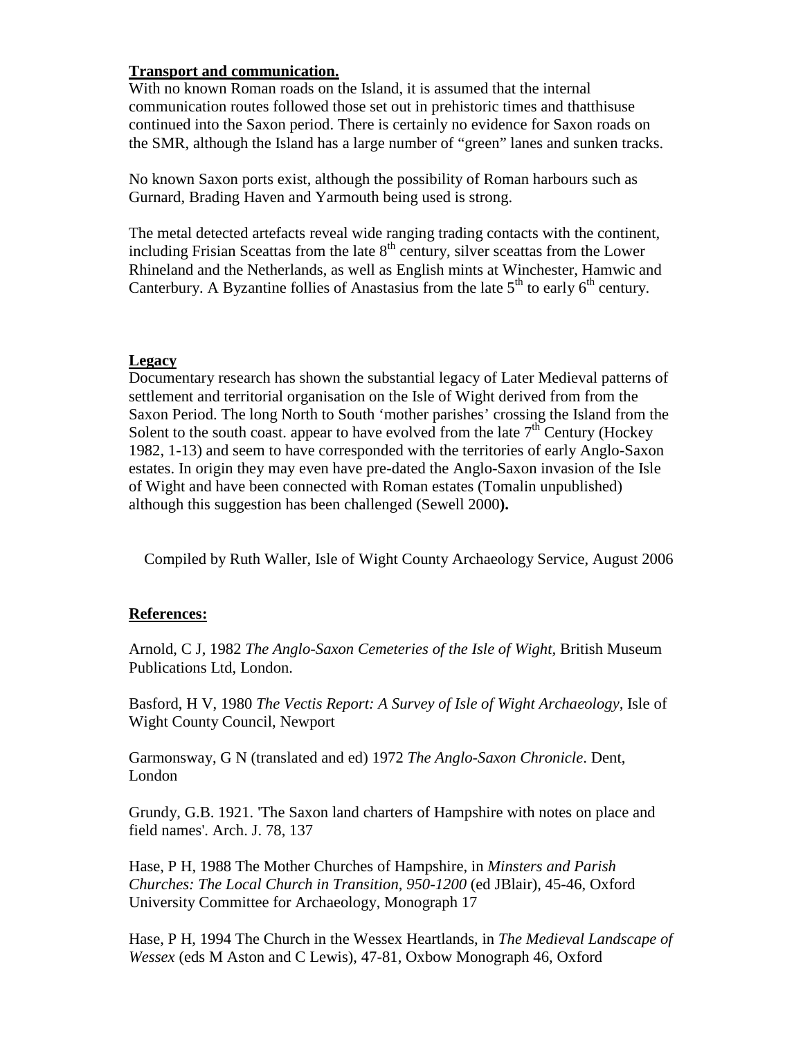**Transport and communication.**

With no known Roman roads on the Island, it is assumed that the internal communication routes followed those set out in prehistoric times and thatthisuse continued into the Saxon period. There is certainly no evidence for Saxon roads on the SMR, although the Island has a large number of "green" lanes and sunken tracks.

No known Saxon ports exist, although the possibility of Roman harbours such as Gurnard, Brading Haven and Yarmouth being used is strong.

The metal detected artefacts reveal wide ranging trading contacts with the continent, including Frisian Sceattas from the late 8th century, silver sceattas from the Lower Rhineland and the Netherlands, as well as English mints at Winchester, Hamwic and Canterbury. A Byzantine follies of Anastasius from the late 5th to early 6th century.

**Legacy**

Documentary research has shown the substantial legacy of Later Medieval patterns of settlement and territorial organisation on the Isle of Wight derived from from the Saxon Period. The long North to South 'mother parishes' crossing the Island from the Solent to the south coast. appear to have evolved from the late 7th Century (Hockey 1982, 1-13) and seem to have corresponded with the territories of early Anglo-Saxon estates. In origin they may even have pre-dated the Anglo-Saxon invasion of the Isle of Wight and have been connected with Roman estates (Tomalin unpublished) although this suggestion has been challenged (Sewell 2000**).**

Compiled by Ruth Waller, Isle of Wight County Archaeology Service, August 2006

**References:**

Arnold, C J, 1982 *The Anglo-Saxon Cemeteries of the Isle of Wight*, British Museum Publications Ltd, London.

Basford, H V, 1980 *The Vectis Report: A Survey of Isle of Wight Archaeology*, Isle of Wight County Council, Newport

Garmonsway, G N (translated and ed) 1972 *The Anglo-Saxon Chronicle*. Dent, London

Grundy, G.B. 1921. 'The Saxon land charters of Hampshire with notes on place and field names'. Arch. J. 78, 137

Hase, P H, 1988 The Mother Churches of Hampshire, in *Minsters and Parish Churches: The Local Church in Transition, 950-1200* (ed JBlair), 45-46, Oxford University Committee for Archaeology, Monograph 17

Hase, P H, 1994 The Church in the Wessex Heartlands, in *The Medieval Landscape of Wessex* (eds M Aston and C Lewis), 47-81, Oxbow Monograph 46, Oxford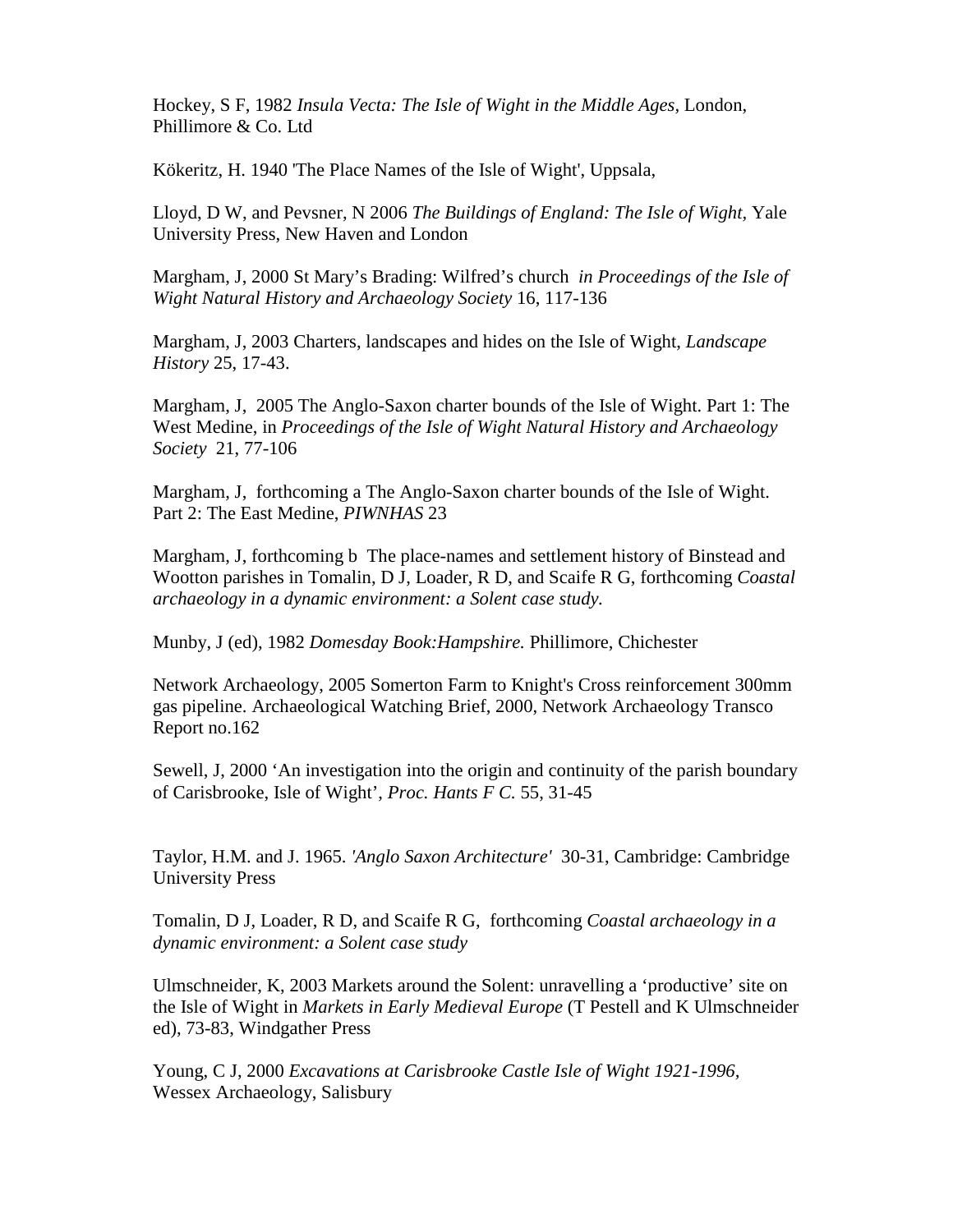Hockey, S F, 1982 *Insula Vecta: The Isle of Wight in the Middle Ages,* London, Phillimore & Co. Ltd

Kökeritz, H. 1940 'The Place Names of the Isle of Wight', Uppsala,

Lloyd, D W, and Pevsner, N 2006 *The Buildings of England: The Isle of Wight,* Yale University Press, New Haven and London

Margham, J, 2000 St Mary's Brading: Wilfred's church *in Proceedings of the Isle of Wight Natural History and Archaeology Society* 16, 117-136

Margham, J, 2003 Charters, landscapes and hides on the Isle of Wight, *Landscape History* 25, 17-43.

Margham, J, 2005 The Anglo-Saxon charter bounds of the Isle of Wight. Part 1: The West Medine, in *Proceedings of the Isle of Wight Natural History and Archaeology Society* 21, 77-106

Margham, J, forthcoming a The Anglo-Saxon charter bounds of the Isle of Wight. Part 2: The East Medine, *PIWNHAS* 23

Margham, J, forthcoming b The place-names and settlement history of Binstead and Wootton parishes in Tomalin, D J, Loader, R D, and Scaife R G, forthcoming *Coastal archaeology in a dynamic environment: a Solent case study.*

Munby, J (ed), 1982 *Domesday Book:Hampshire.* Phillimore, Chichester

Network Archaeology, 2005 Somerton Farm to Knight's Cross reinforcement 300mm gas pipeline. Archaeological Watching Brief, 2000, Network Archaeology Transco Report no.162

Sewell, J, 2000 'An investigation into the origin and continuity of the parish boundary of Carisbrooke, Isle of Wight', *Proc. Hants F C.* 55, 31-45

Taylor, H.M. and J. 1965. *'Anglo Saxon Architecture'* 30-31, Cambridge: Cambridge University Press

Tomalin, D J, Loader, R D, and Scaife R G, forthcoming *Coastal archaeology in a dynamic environment: a Solent case study*

Ulmschneider, K, 2003 Markets around the Solent: unravelling a 'productive' site on the Isle of Wight in *Markets in Early Medieval Europe* (T Pestell and K Ulmschneider ed), 73-83, Windgather Press

Young, C J, 2000 *Excavations at Carisbrooke Castle Isle of Wight 1921-1996,* Wessex Archaeology, Salisbury